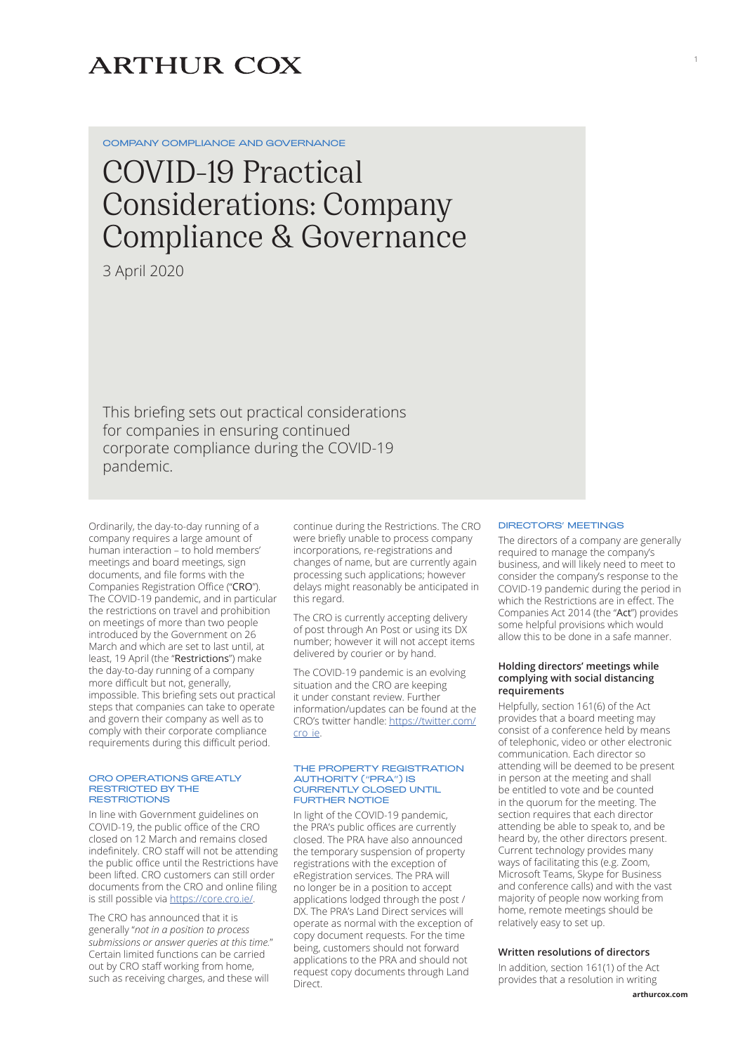ARTHUR COX

COMPANY COMPLIANCE AND GOVERNANCE

# COVID-19 Practical Considerations: Company Compliance & Governance

3 April 2020

This briefing sets out practical considerations for companies in ensuring continued corporate compliance during the COVID-19 pandemic.

Ordinarily, the day-to-day running of a company requires a large amount of human interaction – to hold members' meetings and board meetings, sign documents, and file forms with the Companies Registration Office ("**CRO**"). The COVID-19 pandemic, and in particular the restrictions on travel and prohibition on meetings of more than two people introduced by the Government on 26 March and which are set to last until, at least, 19 April (the "**Restrictions**") make the day-to-day running of a company more difficult but not, generally, impossible. This briefing sets out practical steps that companies can take to operate and govern their company as well as to comply with their corporate compliance requirements during this difficult period.

## CRO OPERATIONS GREATLY RESTRICTED BY THE RESTRICTIONS

In line with Government guidelines on COVID-19, the public office of the CRO closed on 12 March and remains closed indefinitely. CRO staff will not be attending the public office until the Restrictions have been lifted. CRO customers can still order documents from the CRO and online filing is still possible via [https://core.cro.ie/](https://core.cro.ie/).

The CRO has announced that it is generally "*not in a position to process submissions or answer queries at this time.*" Certain limited functions can be carried out by CRO staff working from home, such as receiving charges, and these will continue during the Restrictions. The CRO were briefly unable to process company incorporations, re-registrations and changes of name, but are currently again processing such applications; however delays might reasonably be anticipated in this regard.

The CRO is currently accepting delivery of post through An Post or using its DX number; however it will not accept items delivered by courier or by hand.

The COVID-19 pandemic is an evolving situation and the CRO are keeping it under constant review. Further information/updates can be found at the CRO's twitter handle: [https://twitter.com/cro_ie](https://twitter.com/cro_ie).

## THE PROPERTY REGISTRATION AUTHORITY ("PRA") IS CURRENTLY CLOSED UNTIL FURTHER NOTICE

In light of the COVID-19 pandemic, the PRA's public offices are currently closed. The PRA have also announced the temporary suspension of property registrations with the exception of eRegistration services. The PRA will no longer be in a position to accept applications lodged through the post / DX. The PRA's Land Direct services will operate as normal with the exception of copy document requests. For the time being, customers should not forward applications to the PRA and should not request copy documents through Land Direct.

## DIRECTORS' MEETINGS

The directors of a company are generally required to manage the company's business, and will likely need to meet to consider the company's response to the COVID-19 pandemic during the period in which the Restrictions are in effect. The Companies Act 2014 (the "**Act**") provides some helpful provisions which would allow this to be done in a safe manner.

### Holding directors' meetings while complying with social distancing requirements

Helpfully, section 161(6) of the Act provides that a board meeting may consist of a conference held by means of telephonic, video or other electronic communication. Each director so attending will be deemed to be present in person at the meeting and shall be entitled to vote and be counted in the quorum for the meeting. The section requires that each director attending be able to speak to, and be heard by, the other directors present. Current technology provides many ways of facilitating this (e.g. Zoom, Microsoft Teams, Skype for Business and conference calls) and with the vast majority of people now working from home, remote meetings should be relatively easy to set up.

### Written resolutions of directors

In addition, section 161(1) of the Act provides that a resolution in writing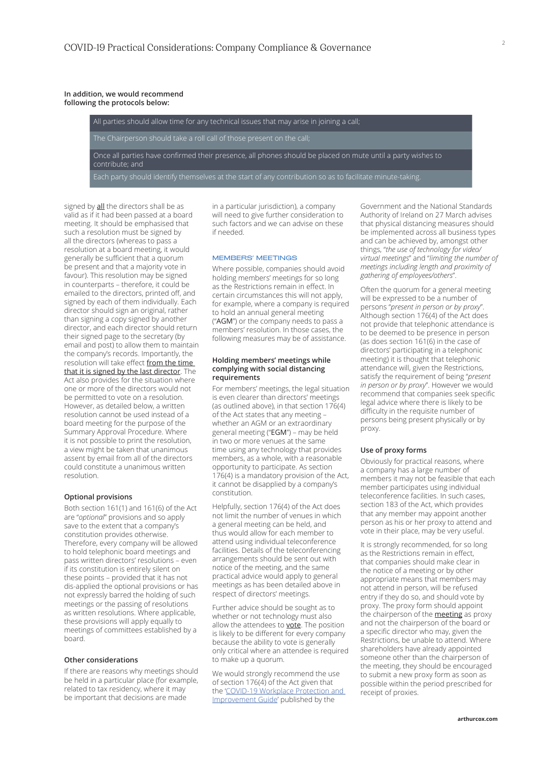**In addition, we would recommend following the protocols below:**

- All parties should allow time for any technical issues that may arise in joining a call;
- The Chairperson should take a roll call of those present on the call;
- Once all parties have confirmed their presence, all phones should be placed on mute until a party wishes to contribute; and
- Each party should identify themselves at the start of any contribution so as to facilitate minute-taking.

signed by all the directors shall be as valid as if it had been passed at a board meeting. It should be emphasised that such a resolution must be signed by all the directors (whereas to pass a resolution at a board meeting, it would generally be sufficient that a quorum be present and that a majority vote in favour). This resolution may be signed in counterparts – therefore, it could be emailed to the directors, printed off, and signed by each of them individually. Each director should sign an original, rather than signing a copy signed by another director, and each director should return their signed page to the secretary (by email and post) to allow them to maintain the company's records. Importantly, the resolution will take effect from the time that it is signed by the last director. The Act also provides for the situation where one or more of the directors would not be permitted to vote on a resolution. However, as detailed below, a written resolution cannot be used instead of a board meeting for the purpose of the Summary Approval Procedure. Where it is not possible to print the resolution, a view might be taken that unanimous assent by email from all of the directors could constitute a unanimous written resolution.

### Optional provisions

Both section 161(1) and 161(6) of the Act are "*optional*" provisions and so apply save to the extent that a company's constitution provides otherwise. Therefore, every company will be allowed to hold telephonic board meetings and pass written directors' resolutions – even if its constitution is entirely silent on these points – provided that it has not dis-applied the optional provisions or has not expressly barred the holding of such meetings or the passing of resolutions as written resolutions. Where applicable, these provisions will apply equally to meetings of committees established by a board.

### Other considerations

If there are reasons why meetings should be held in a particular place (for example, related to tax residency, where it may be important that decisions are made in a particular jurisdiction), a company will need to give further consideration to such factors and we can advise on these if needed.

## MEMBERS' MEETINGS

Where possible, companies should avoid holding members' meetings for so long as the Restrictions remain in effect. In certain circumstances this will not apply, for example, where a company is required to hold an annual general meeting ("**AGM**") or the company needs to pass a members' resolution. In those cases, the following measures may be of assistance.

### Holding members' meetings while complying with social distancing requirements

For members' meetings, the legal situation is even clearer than directors' meetings (as outlined above), in that section 176(4) of the Act states that any meeting – whether an AGM or an extraordinary general meeting ("**EGM**") – may be held in two or more venues at the same time using any technology that provides members, as a whole, with a reasonable opportunity to participate. As section 176(4) is a mandatory provision of the Act, it cannot be disapplied by a company's constitution.

Helpfully, section 176(4) of the Act does not limit the number of venues in which a general meeting can be held, and thus would allow for each member to attend using individual teleconference facilities. Details of the teleconferencing arrangements should be sent out with notice of the meeting, and the same practical advice would apply to general meetings as has been detailed above in respect of directors' meetings.

Further advice should be sought as to whether or not technology must also allow the attendees to vote. The position is likely to be different for every company because the ability to vote is generally only critical where an attendee is required to make up a quorum.

We would strongly recommend the use of section 176(4) of the Act given that the '[COVID-19 Workplace Protection and Improvement Guide](#)' published by the Government and the National Standards Authority of Ireland on 27 March advises that physical distancing measures should be implemented across all business types and can be achieved by, amongst other things, "*the use of technology for video/virtual meetings*" and "*limiting the number of meetings including length and proximity of gathering of employees/others*".

Often the quorum for a general meeting will be expressed to be a number of persons "*present in person or by proxy*". Although section 176(4) of the Act does not provide that telephonic attendance is to be deemed to be presence in person (as does section 161(6) in the case of directors' participating in a telephonic meeting) it is thought that telephonic attendance will, given the Restrictions, satisfy the requirement of being "*present in person or by proxy*". However we would recommend that companies seek specific legal advice where there is likely to be difficulty in the requisite number of persons being present physically or by proxy.

### Use of proxy forms

Obviously for practical reasons, where a company has a large number of members it may not be feasible that each member participates using individual teleconference facilities. In such cases, section 183 of the Act, which provides that any member may appoint another person as his or her proxy to attend and vote in their place, may be very useful.

It is strongly recommended, for so long as the Restrictions remain in effect, that companies should make clear in the notice of a meeting or by other appropriate means that members may not attend in person, will be refused entry if they do so, and should vote by proxy. The proxy form should appoint the chairperson of the meeting as proxy and not the chairperson of the board or a specific director who may, given the Restrictions, be unable to attend. Where shareholders have already appointed someone other than the chairperson of the meeting, they should be encouraged to submit a new proxy form as soon as possible within the period prescribed for receipt of proxies.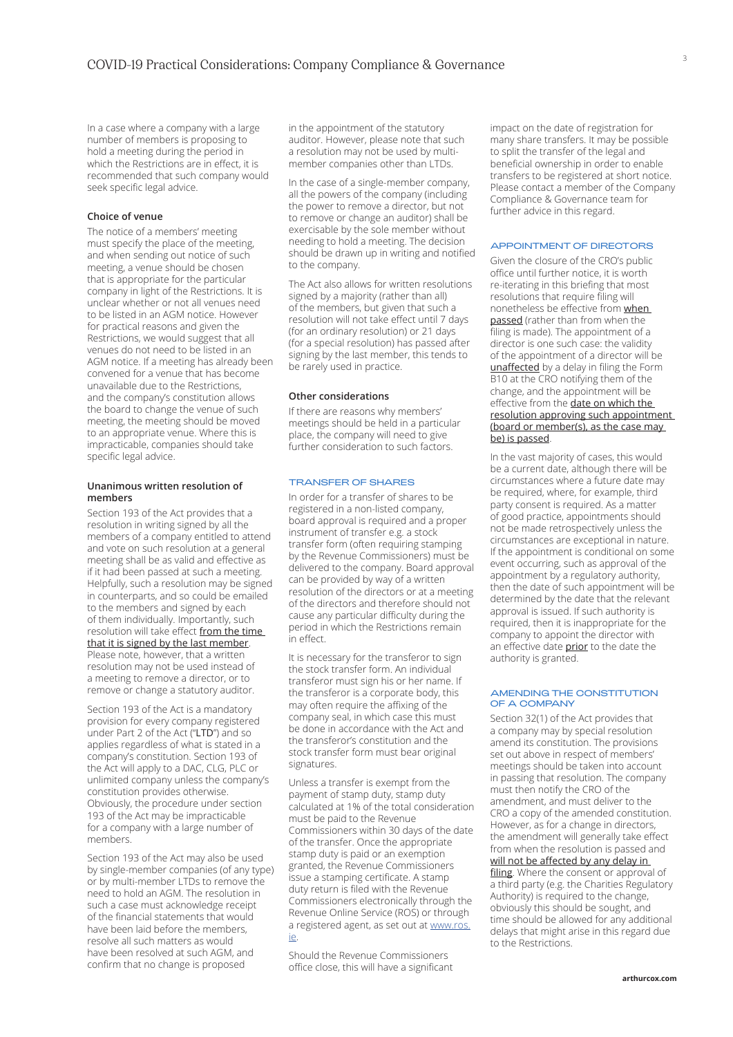In a case where a company with a large number of members is proposing to hold a meeting during the period in which the Restrictions are in effect, it is recommended that such company would seek specific legal advice.

### Choice of venue

The notice of a members' meeting must specify the place of the meeting, and when sending out notice of such meeting, a venue should be chosen that is appropriate for the particular company in light of the Restrictions. It is unclear whether or not all venues need to be listed in an AGM notice. However for practical reasons and given the Restrictions, we would suggest that all venues do not need to be listed in an AGM notice. If a meeting has already been convened for a venue that has become unavailable due to the Restrictions, and the company's constitution allows the board to change the venue of such meeting, the meeting should be moved to an appropriate venue. Where this is impracticable, companies should take specific legal advice.

### Unanimous written resolution of members

Section 193 of the Act provides that a resolution in writing signed by all the members of a company entitled to attend and vote on such resolution at a general meeting shall be as valid and effective as if it had been passed at such a meeting. Helpfully, such a resolution may be signed in counterparts, and so could be emailed to the members and signed by each of them individually. Importantly, such resolution will take effect from the time that it is signed by the last member. Please note, however, that a written resolution may not be used instead of a meeting to remove a director, or to remove or change a statutory auditor.

Section 193 of the Act is a mandatory provision for every company registered under Part 2 of the Act ("LTD") and so applies regardless of what is stated in a company's constitution. Section 193 of the Act will apply to a DAC, CLG, PLC or unlimited company unless the company's constitution provides otherwise. Obviously, the procedure under section 193 of the Act may be impracticable for a company with a large number of members.

Section 193 of the Act may also be used by single-member companies (of any type) or by multi-member LTDs to remove the need to hold an AGM. The resolution in such a case must acknowledge receipt of the financial statements that would have been laid before the members, resolve all such matters as would have been resolved at such AGM, and confirm that no change is proposed in the appointment of the statutory auditor. However, please note that such a resolution may not be used by multi-member companies other than LTDs.

In the case of a single-member company, all the powers of the company (including the power to remove a director, but not to remove or change an auditor) shall be exercisable by the sole member without needing to hold a meeting. The decision should be drawn up in writing and notified to the company.

The Act also allows for written resolutions signed by a majority (rather than all) of the members, but given that such a resolution will not take effect until 7 days (for an ordinary resolution) or 21 days (for a special resolution) has passed after signing by the last member, this tends to be rarely used in practice.

### Other considerations

If there are reasons why members' meetings should be held in a particular place, the company will need to give further consideration to such factors.

## TRANSFER OF SHARES

In order for a transfer of shares to be registered in a non-listed company, board approval is required and a proper instrument of transfer e.g. a stock transfer form (often requiring stamping by the Revenue Commissioners) must be delivered to the company. Board approval can be provided by way of a written resolution of the directors or at a meeting of the directors and therefore should not cause any particular difficulty during the period in which the Restrictions remain in effect.

It is necessary for the transferor to sign the stock transfer form. An individual transferor must sign his or her name. If the transferor is a corporate body, this may often require the affixing of the company seal, in which case this must be done in accordance with the Act and the transferor's constitution and the stock transfer form must bear original signatures.

Unless a transfer is exempt from the payment of stamp duty, stamp duty calculated at 1% of the total consideration must be paid to the Revenue Commissioners within 30 days of the date of the transfer. Once the appropriate stamp duty is paid or an exemption granted, the Revenue Commissioners issue a stamping certificate. A stamp duty return is filed with the Revenue Commissioners electronically through the Revenue Online Service (ROS) or through a registered agent, as set out at www.ros.ie.

Should the Revenue Commissioners office close, this will have a significant impact on the date of registration for many share transfers. It may be possible to split the transfer of the legal and beneficial ownership in order to enable transfers to be registered at short notice. Please contact a member of the Company Compliance & Governance team for further advice in this regard.

## APPOINTMENT OF DIRECTORS

Given the closure of the CRO's public office until further notice, it is worth re-iterating in this briefing that most resolutions that require filing will nonetheless be effective from when passed (rather than from when the filing is made). The appointment of a director is one such case: the validity of the appointment of a director will be unaffected by a delay in filing the Form B10 at the CRO notifying them of the change, and the appointment will be effective from the date on which the resolution approving such appointment (board or member(s), as the case may be) is passed.

In the vast majority of cases, this would be a current date, although there will be circumstances where a future date may be required, where, for example, third party consent is required. As a matter of good practice, appointments should not be made retrospectively unless the circumstances are exceptional in nature. If the appointment is conditional on some event occurring, such as approval of the appointment by a regulatory authority, then the date of such appointment will be determined by the date that the relevant approval is issued. If such authority is required, then it is inappropriate for the company to appoint the director with an effective date prior to the date the authority is granted.

## AMENDING THE CONSTITUTION OF A COMPANY

Section 32(1) of the Act provides that a company may by special resolution amend its constitution. The provisions set out above in respect of members' meetings should be taken into account in passing that resolution. The company must then notify the CRO of the amendment, and must deliver to the CRO a copy of the amended constitution. However, as for a change in directors, the amendment will generally take effect from when the resolution is passed and will not be affected by any delay in filing. Where the consent or approval of a third party (e.g. the Charities Regulatory Authority) is required to the change, obviously this should be sought, and time should be allowed for any additional delays that might arise in this regard due to the Restrictions.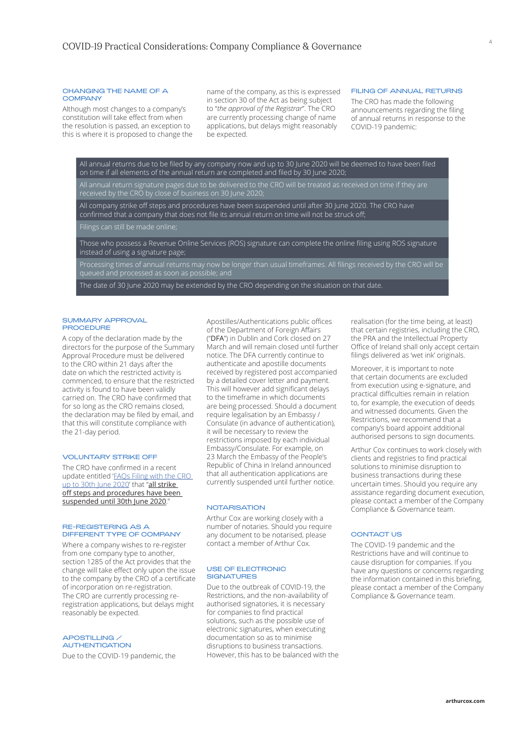## CHANGING THE NAME OF A COMPANY

Although most changes to a company's constitution will take effect from when the resolution is passed, an exception to this is where it is proposed to change the name of the company, as this is expressed in section 30 of the Act as being subject to "*the approval of the Registrar*". The CRO are currently processing change of name applications, but delays might reasonably be expected.

## FILING OF ANNUAL RETURNS

The CRO has made the following announcements regarding the filing of annual returns in response to the COVID-19 pandemic:

- All annual returns due to be filed by any company now and up to 30 June 2020 will be deemed to have been filed on time if all elements of the annual return are completed and filed by 30 June 2020;
- All annual return signature pages due to be delivered to the CRO will be treated as received on time if they are received by the CRO by close of business on 30 June 2020;
- All company strike off steps and procedures have been suspended until after 30 June 2020. The CRO have confirmed that a company that does not file its annual return on time will not be struck off;
- Filings can still be made online;
- Those who possess a Revenue Online Services (ROS) signature can complete the online filing using ROS signature instead of using a signature page;
- Processing times of annual returns may now be longer than usual timeframes. All filings received by the CRO will be queued and processed as soon as possible; and
- The date of 30 June 2020 may be extended by the CRO depending on the situation on that date.

## SUMMARY APPROVAL PROCEDURE

A copy of the declaration made by the directors for the purpose of the Summary Approval Procedure must be delivered to the CRO within 21 days after the date on which the restricted activity is commenced, to ensure that the restricted activity is found to have been validly carried on. The CRO have confirmed that for so long as the CRO remains closed, the declaration may be filed by email, and that this will constitute compliance with the 21-day period.

## VOLUNTARY STRIKE OFF

The CRO have confirmed in a recent update entitled '[FAQs Filing with the CRO up to 30th June 2020]' that "all strike off steps and procedures have been suspended until 30th June 2020."

## RE-REGISTERING AS A DIFFERENT TYPE OF COMPANY

Where a company wishes to re-register from one company type to another, section 1285 of the Act provides that the change will take effect only upon the issue to the company by the CRO of a certificate of incorporation on re-registration. The CRO are currently processing re-registration applications, but delays might reasonably be expected.

## APOSTILLING / AUTHENTICATION

Due to the COVID-19 pandemic, the Apostilles/Authentications public offices of the Department of Foreign Affairs ("**DFA**") in Dublin and Cork closed on 27 March and will remain closed until further notice. The DFA currently continue to authenticate and apostille documents received by registered post accompanied by a detailed cover letter and payment. This will however add significant delays to the timeframe in which documents are being processed. Should a document require legalisation by an Embassy / Consulate (in advance of authentication), it will be necessary to review the restrictions imposed by each individual Embassy/Consulate. For example, on 23 March the Embassy of the People's Republic of China in Ireland announced that all authentication applications are currently suspended until further notice.

## NOTARISATION

Arthur Cox are working closely with a number of notaries. Should you require any document to be notarised, please contact a member of Arthur Cox.

## USE OF ELECTRONIC SIGNATURES

Due to the outbreak of COVID-19, the Restrictions, and the non-availability of authorised signatories, it is necessary for companies to find practical solutions, such as the possible use of electronic signatures, when executing documentation so as to minimise disruptions to business transactions. However, this has to be balanced with the realisation (for the time being, at least) that certain registries, including the CRO, the PRA and the Intellectual Property Office of Ireland shall only accept certain filings delivered as 'wet ink' originals.

Moreover, it is important to note that certain documents are excluded from execution using e-signature, and practical difficulties remain in relation to, for example, the execution of deeds and witnessed documents. Given the Restrictions, we recommend that a company's board appoint additional authorised persons to sign documents.

Arthur Cox continues to work closely with clients and registries to find practical solutions to minimise disruption to business transactions during these uncertain times. Should you require any assistance regarding document execution, please contact a member of the Company Compliance & Governance team.

## CONTACT US

The COVID-19 pandemic and the Restrictions have and will continue to cause disruption for companies. If you have any questions or concerns regarding the information contained in this briefing, please contact a member of the Company Compliance & Governance team.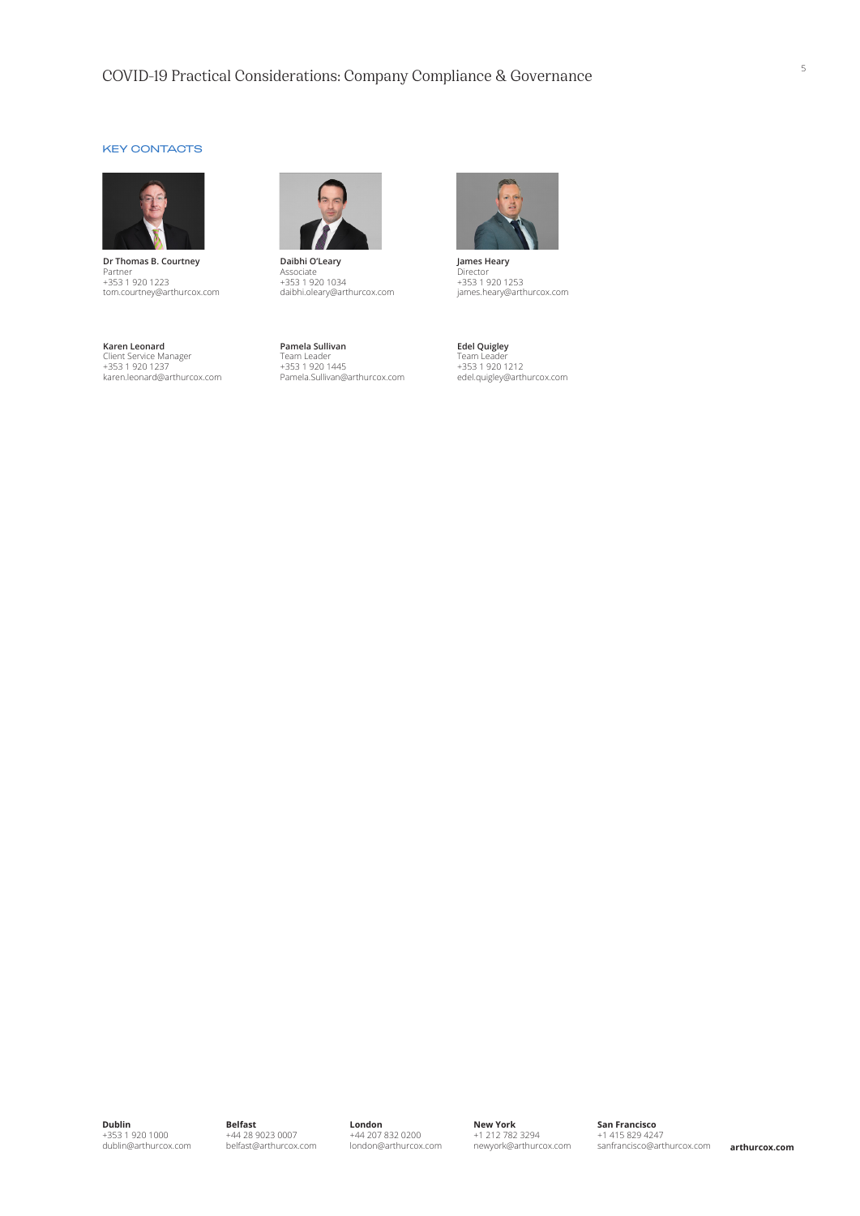## KEY CONTACTS

**Dr Thomas B. Courtney**
Partner
+353 1 920 1223
tom.courtney@arthurcox.com

**Daibhi O'Leary**
Associate
+353 1 920 1034
daibhi.oleary@arthurcox.com

**James Heary**
Director
+353 1 920 1253
james.heary@arthurcox.com

**Karen Leonard**
Client Service Manager
+353 1 920 1237
karen.leonard@arthurcox.com

**Pamela Sullivan**
Team Leader
+353 1 920 1445
Pamela.Sullivan@arthurcox.com

**Edel Quigley**
Team Leader
+353 1 920 1212
edel.quigley@arthurcox.com

**Dublin**
+353 1 920 1000
dublin@arthurcox.com

**Belfast**
+44 28 9023 0007
belfast@arthurcox.com

**London**
+44 207 832 0200
london@arthurcox.com

**New York**
+1 212 782 3294
newyork@arthurcox.com

**San Francisco**
+1 415 829 4247
sanfrancisco@arthurcox.com

**arthurcox.com**